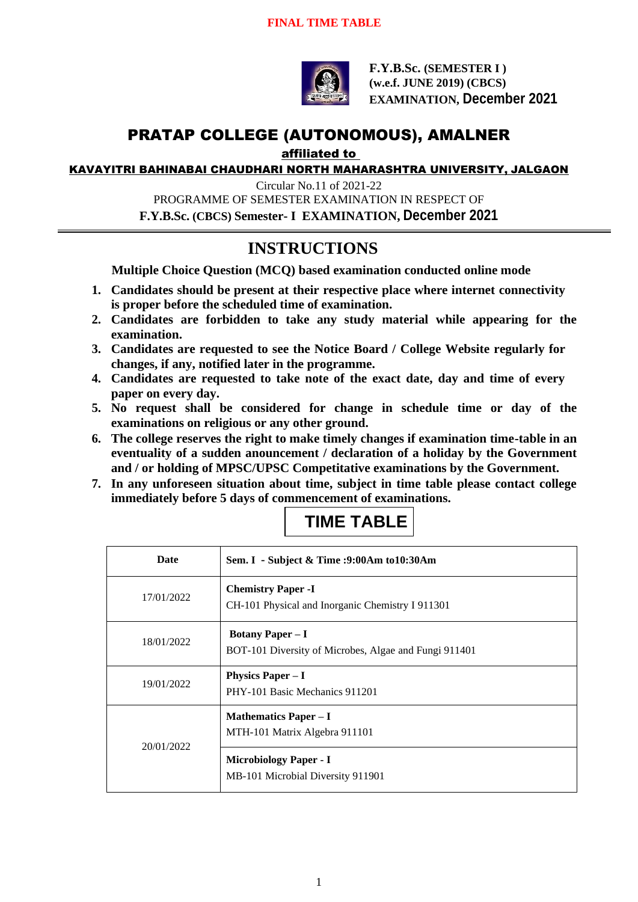**FINAL TIME TABLE**

**F.Y.B.Sc. (SEMESTER I )**
**(w.e.f. JUNE 2019) (CBCS)**
**EXAMINATION, December 2021**

# PRATAP COLLEGE (AUTONOMOUS), AMALNER

**affiliated to**

**KAVAYITRI BAHINABAI CHAUDHARI NORTH MAHARASHTRA UNIVERSITY, JALGAON**

Circular No.11 of 2021-22

PROGRAMME OF SEMESTER EXAMINATION IN RESPECT OF

**F.Y.B.Sc. (CBCS) Semester- I EXAMINATION, December 2021**

## INSTRUCTIONS

**Multiple Choice Question (MCQ) based examination conducted online mode**

1. **Candidates should be present at their respective place where internet connectivity is proper before the scheduled time of examination.**
2. **Candidates are forbidden to take any study material while appearing for the examination.**
3. **Candidates are requested to see the Notice Board / College Website regularly for changes, if any, notified later in the programme.**
4. **Candidates are requested to take note of the exact date, day and time of every paper on every day.**
5. **No request shall be considered for change in schedule time or day of the examinations on religious or any other ground.**
6. **The college reserves the right to make timely changes if examination time-table in an eventuality of a sudden anouncement / declaration of a holiday by the Government and / or holding of MPSC/UPSC Competitative examinations by the Government.**
7. **In any unforeseen situation about time, subject in time table please contact college immediately before 5 days of commencement of examinations.**

## TIME TABLE

| Date | Sem. I - Subject & Time :9:00Am to10:30Am |
|---|---|
| 17/01/2022 | **Chemistry Paper -I**<br>CH-101 Physical and Inorganic Chemistry I 911301 |
| 18/01/2022 | **Botany Paper – I**<br>BOT-101 Diversity of Microbes, Algae and Fungi 911401 |
| 19/01/2022 | **Physics Paper – I**<br>PHY-101 Basic Mechanics 911201 |
| 20/01/2022 | **Mathematics Paper – I**<br>MTH-101 Matrix Algebra 911101 |
| | **Microbiology Paper - I**<br>MB-101 Microbial Diversity 911901 |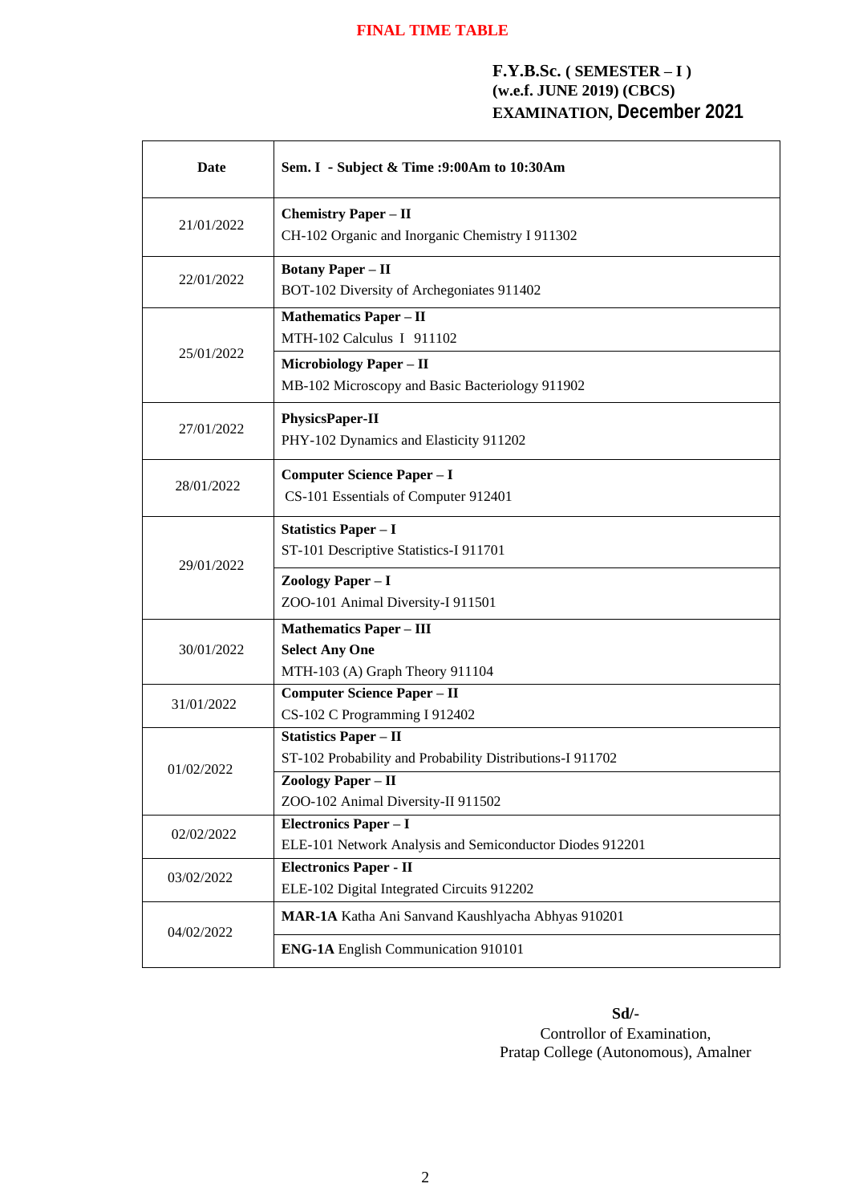**FINAL TIME TABLE**

**F.Y.B.Sc. ( SEMESTER – I )**
**(w.e.f. JUNE 2019) (CBCS)**
**EXAMINATION, December 2021**

| Date | Sem. I - Subject & Time :9:00Am to 10:30Am |
|---|---|
| 21/01/2022 | **Chemistry Paper – II**<br>CH-102 Organic and Inorganic Chemistry I 911302 |
| 22/01/2022 | **Botany Paper – II**<br>BOT-102 Diversity of Archegoniates 911402 |
| 25/01/2022 | **Mathematics Paper – II**<br>MTH-102 Calculus I 911102 |
| | **Microbiology Paper – II**<br>MB-102 Microscopy and Basic Bacteriology 911902 |
| 27/01/2022 | **PhysicsPaper-II**<br>PHY-102 Dynamics and Elasticity 911202 |
| 28/01/2022 | **Computer Science Paper – I**<br>CS-101 Essentials of Computer 912401 |
| 29/01/2022 | **Statistics Paper – I**<br>ST-101 Descriptive Statistics-I 911701 |
| | **Zoology Paper – I**<br>ZOO-101 Animal Diversity-I 911501 |
| 30/01/2022 | **Mathematics Paper – III**<br>**Select Any One**<br>MTH-103 (A) Graph Theory 911104 |
| 31/01/2022 | **Computer Science Paper – II**<br>CS-102 C Programming I 912402 |
| 01/02/2022 | **Statistics Paper – II**<br>ST-102 Probability and Probability Distributions-I 911702 |
| | **Zoology Paper – II**<br>ZOO-102 Animal Diversity-II 911502 |
| 02/02/2022 | **Electronics Paper – I**<br>ELE-101 Network Analysis and Semiconductor Diodes 912201 |
| 03/02/2022 | **Electronics Paper - II**<br>ELE-102 Digital Integrated Circuits 912202 |
| 04/02/2022 | **MAR-1A** Katha Ani Sanvand Kaushlyacha Abhyas 910201 |
| | **ENG-1A** English Communication 910101 |

**Sd/-**
Controllor of Examination,
Pratap College (Autonomous), Amalner